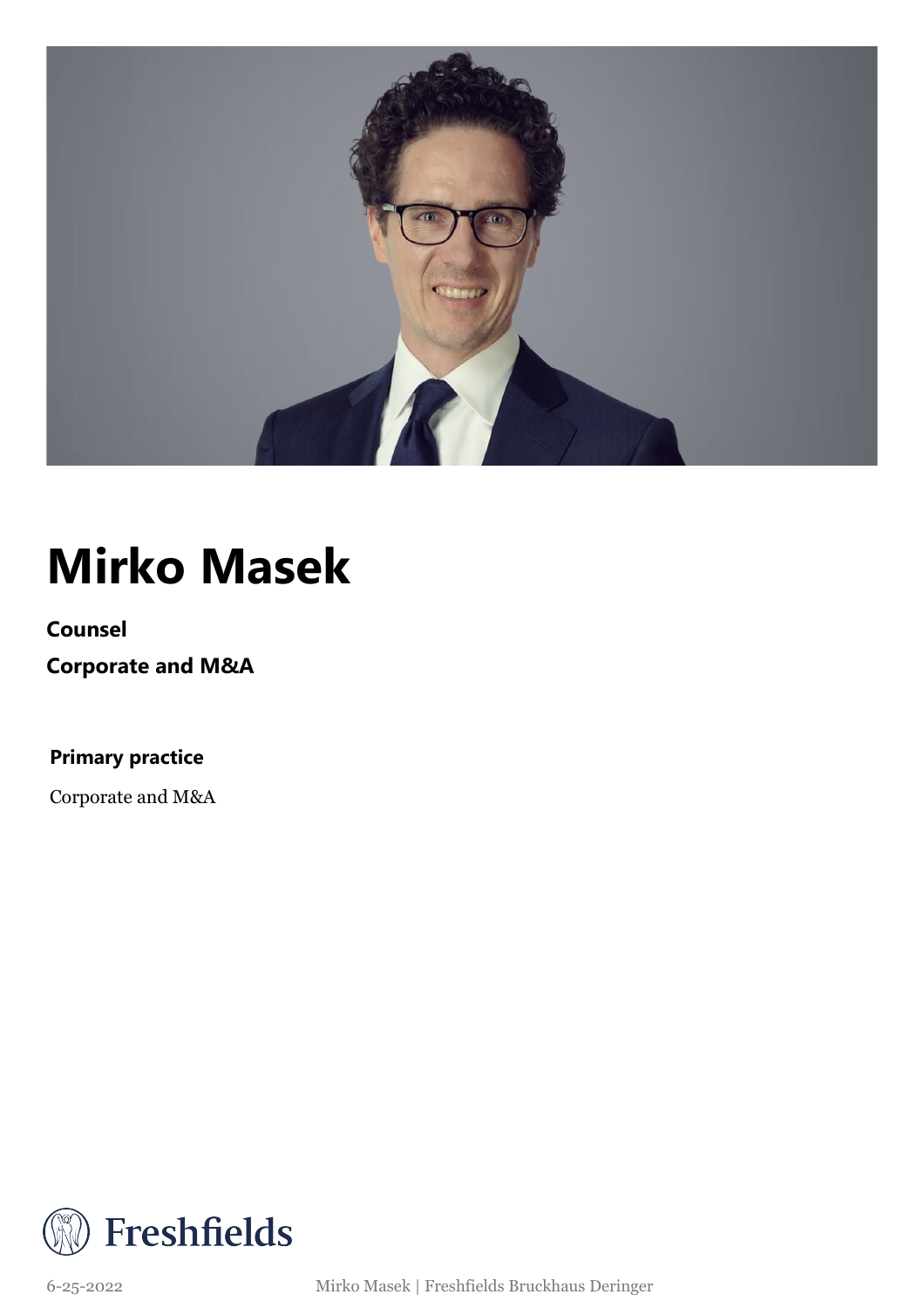# Mirko Masek

**Counsel**

**Corporate and M&A**

**Primary practice**

Corporate and M&A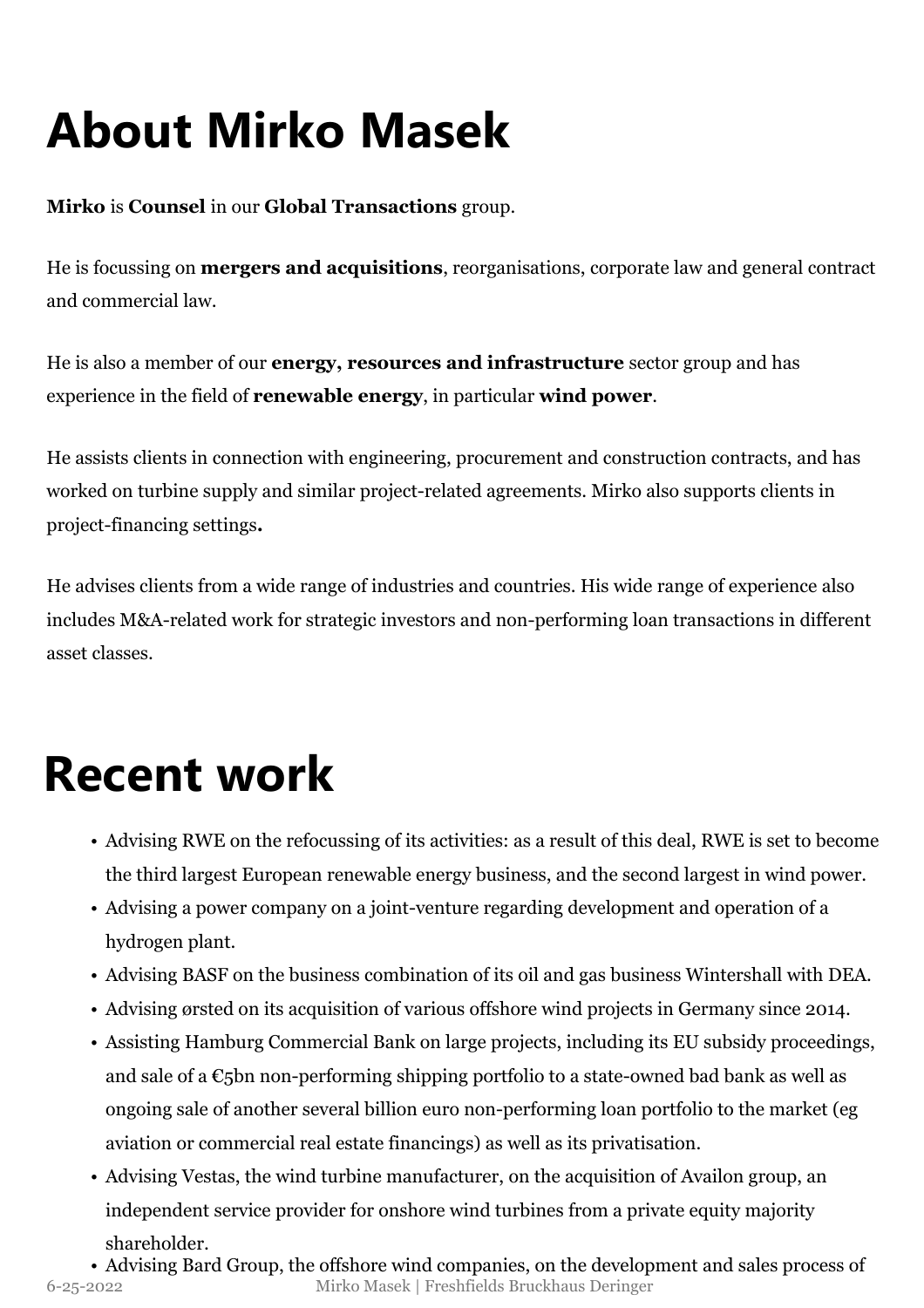# About Mirko Masek

**Mirko** is **Counsel** in our **Global Transactions** group.

He is focussing on **mergers and acquisitions**, reorganisations, corporate law and general contract and commercial law.

He is also a member of our **energy, resources and infrastructure** sector group and has experience in the field of **renewable energy**, in particular **wind power**.

He assists clients in connection with engineering, procurement and construction contracts, and has worked on turbine supply and similar project-related agreements. Mirko also supports clients in project-financing settings**.**

He advises clients from a wide range of industries and countries. His wide range of experience also includes M&A-related work for strategic investors and non-performing loan transactions in different asset classes.

# Recent work

- Advising RWE on the refocussing of its activities: as a result of this deal, RWE is set to become the third largest European renewable energy business, and the second largest in wind power.
- Advising a power company on a joint-venture regarding development and operation of a hydrogen plant.
- Advising BASF on the business combination of its oil and gas business Wintershall with DEA.
- Advising ørsted on its acquisition of various offshore wind projects in Germany since 2014.
- Assisting Hamburg Commercial Bank on large projects, including its EU subsidy proceedings, and sale of a €5bn non-performing shipping portfolio to a state-owned bad bank as well as ongoing sale of another several billion euro non-performing loan portfolio to the market (eg aviation or commercial real estate financings) as well as its privatisation.
- Advising Vestas, the wind turbine manufacturer, on the acquisition of Availon group, an independent service provider for onshore wind turbines from a private equity majority shareholder.
- Advising Bard Group, the offshore wind companies, on the development and sales process of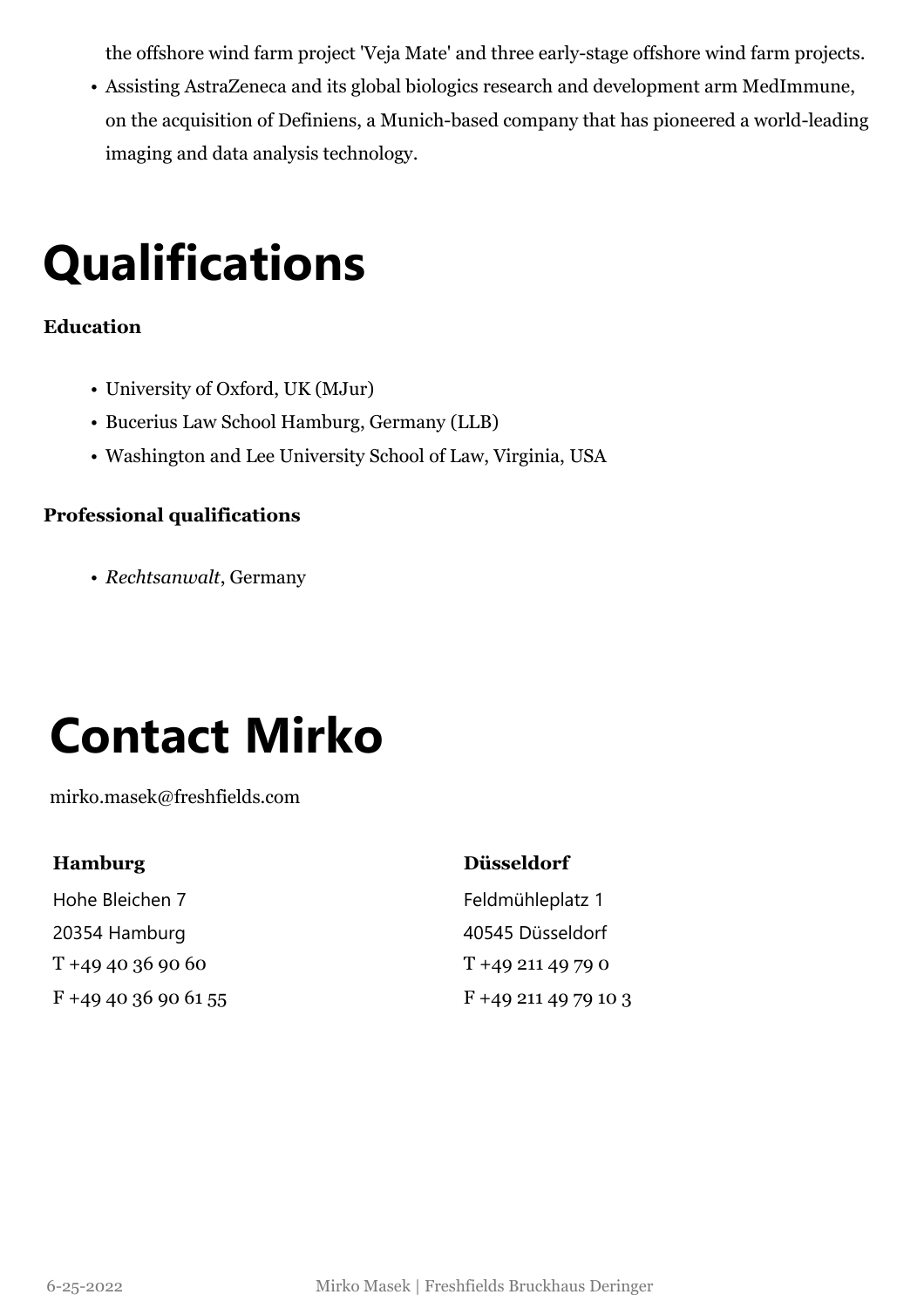the offshore wind farm project 'Veja Mate' and three early-stage offshore wind farm projects.
- Assisting AstraZeneca and its global biologics research and development arm MedImmune, on the acquisition of Definiens, a Munich-based company that has pioneered a world-leading imaging and data analysis technology.

# Qualifications

**Education**

- University of Oxford, UK (MJur)
- Bucerius Law School Hamburg, Germany (LLB)
- Washington and Lee University School of Law, Virginia, USA

**Professional qualifications**

- *Rechtsanwalt*, Germany

# Contact Mirko

mirko.masek@freshfields.com

**Hamburg**

Hohe Bleichen 7
20354 Hamburg
T +49 40 36 90 60
F +49 40 36 90 61 55

**Düsseldorf**

Feldmühleplatz 1
40545 Düsseldorf
T +49 211 49 79 0
F +49 211 49 79 10 3